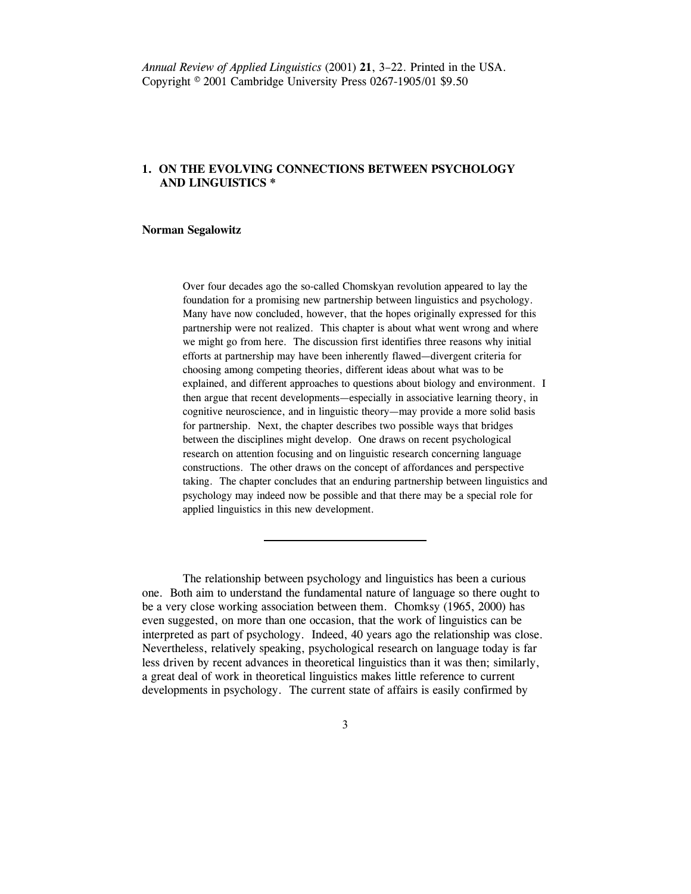# 1. ON THE EVOLVING CONNECTIONS BETWEEN PSYCHOLOGY AND LINGUISTICS *

**Norman Segalowitz**

> Over four decades ago the so-called Chomskyan revolution appeared to lay the foundation for a promising new partnership between linguistics and psychology. Many have now concluded, however, that the hopes originally expressed for this partnership were not realized. This chapter is about what went wrong and where we might go from here. The discussion first identifies three reasons why initial efforts at partnership may have been inherently flawed—divergent criteria for choosing among competing theories, different ideas about what was to be explained, and different approaches to questions about biology and environment. I then argue that recent developments—especially in associative learning theory, in cognitive neuroscience, and in linguistic theory—may provide a more solid basis for partnership. Next, the chapter describes two possible ways that bridges between the disciplines might develop. One draws on recent psychological research on attention focusing and on linguistic research concerning language constructions. The other draws on the concept of affordances and perspective taking. The chapter concludes that an enduring partnership between linguistics and psychology may indeed now be possible and that there may be a special role for applied linguistics in this new development.

---

The relationship between psychology and linguistics has been a curious one. Both aim to understand the fundamental nature of language so there ought to be a very close working association between them. Chomksy (1965, 2000) has even suggested, on more than one occasion, that the work of linguistics can be interpreted as part of psychology. Indeed, 40 years ago the relationship was close. Nevertheless, relatively speaking, psychological research on language today is far less driven by recent advances in theoretical linguistics than it was then; similarly, a great deal of work in theoretical linguistics makes little reference to current developments in psychology. The current state of affairs is easily confirmed by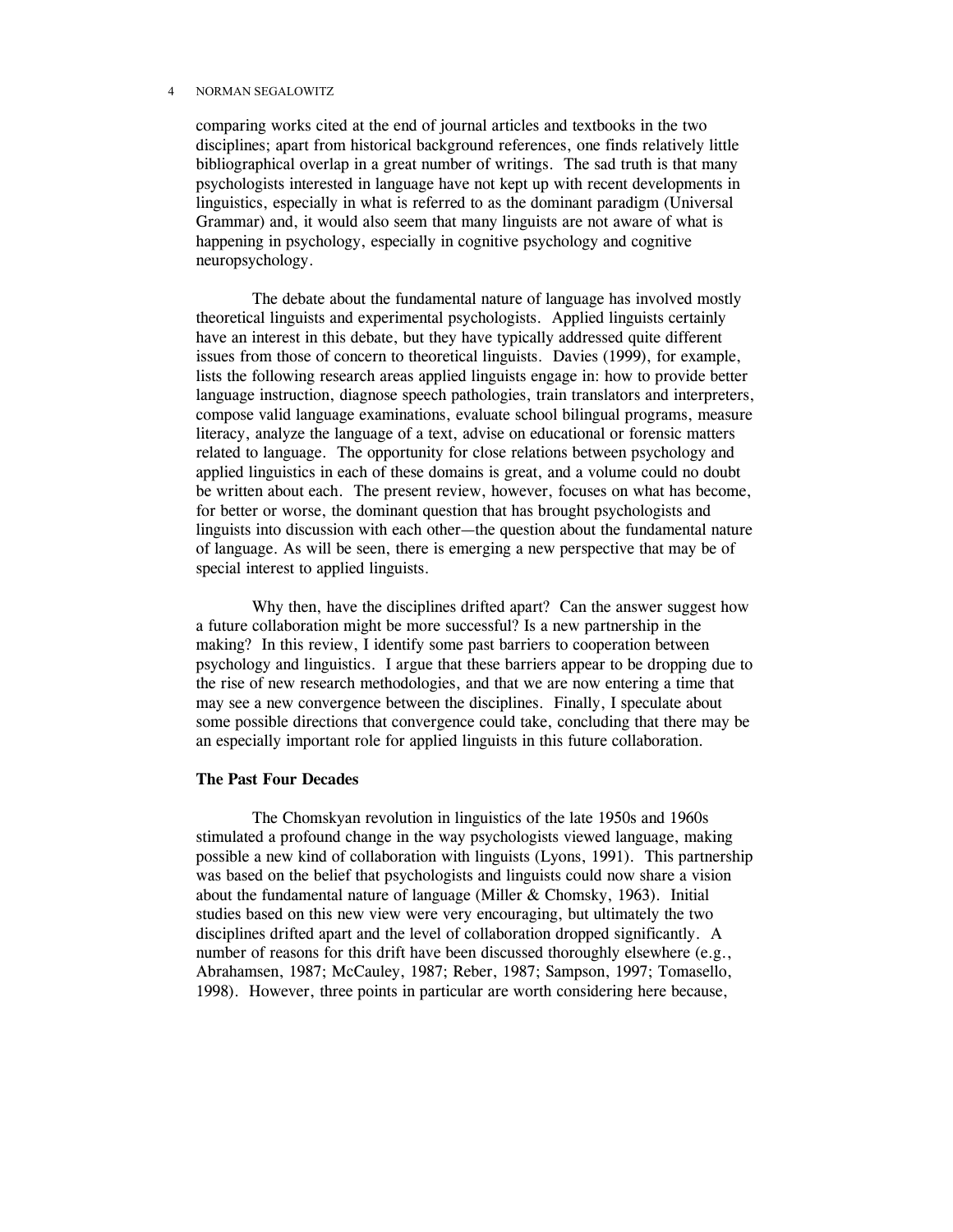comparing works cited at the end of journal articles and textbooks in the two disciplines; apart from historical background references, one finds relatively little bibliographical overlap in a great number of writings. The sad truth is that many psychologists interested in language have not kept up with recent developments in linguistics, especially in what is referred to as the dominant paradigm (Universal Grammar) and, it would also seem that many linguists are not aware of what is happening in psychology, especially in cognitive psychology and cognitive neuropsychology.

The debate about the fundamental nature of language has involved mostly theoretical linguists and experimental psychologists. Applied linguists certainly have an interest in this debate, but they have typically addressed quite different issues from those of concern to theoretical linguists. Davies (1999), for example, lists the following research areas applied linguists engage in: how to provide better language instruction, diagnose speech pathologies, train translators and interpreters, compose valid language examinations, evaluate school bilingual programs, measure literacy, analyze the language of a text, advise on educational or forensic matters related to language. The opportunity for close relations between psychology and applied linguistics in each of these domains is great, and a volume could no doubt be written about each. The present review, however, focuses on what has become, for better or worse, the dominant question that has brought psychologists and linguists into discussion with each other—the question about the fundamental nature of language. As will be seen, there is emerging a new perspective that may be of special interest to applied linguists.

Why then, have the disciplines drifted apart? Can the answer suggest how a future collaboration might be more successful? Is a new partnership in the making? In this review, I identify some past barriers to cooperation between psychology and linguistics. I argue that these barriers appear to be dropping due to the rise of new research methodologies, and that we are now entering a time that may see a new convergence between the disciplines. Finally, I speculate about some possible directions that convergence could take, concluding that there may be an especially important role for applied linguists in this future collaboration.

## The Past Four Decades

The Chomskyan revolution in linguistics of the late 1950s and 1960s stimulated a profound change in the way psychologists viewed language, making possible a new kind of collaboration with linguists (Lyons, 1991). This partnership was based on the belief that psychologists and linguists could now share a vision about the fundamental nature of language (Miller & Chomsky, 1963). Initial studies based on this new view were very encouraging, but ultimately the two disciplines drifted apart and the level of collaboration dropped significantly. A number of reasons for this drift have been discussed thoroughly elsewhere (e.g., Abrahamsen, 1987; McCauley, 1987; Reber, 1987; Sampson, 1997; Tomasello, 1998). However, three points in particular are worth considering here because,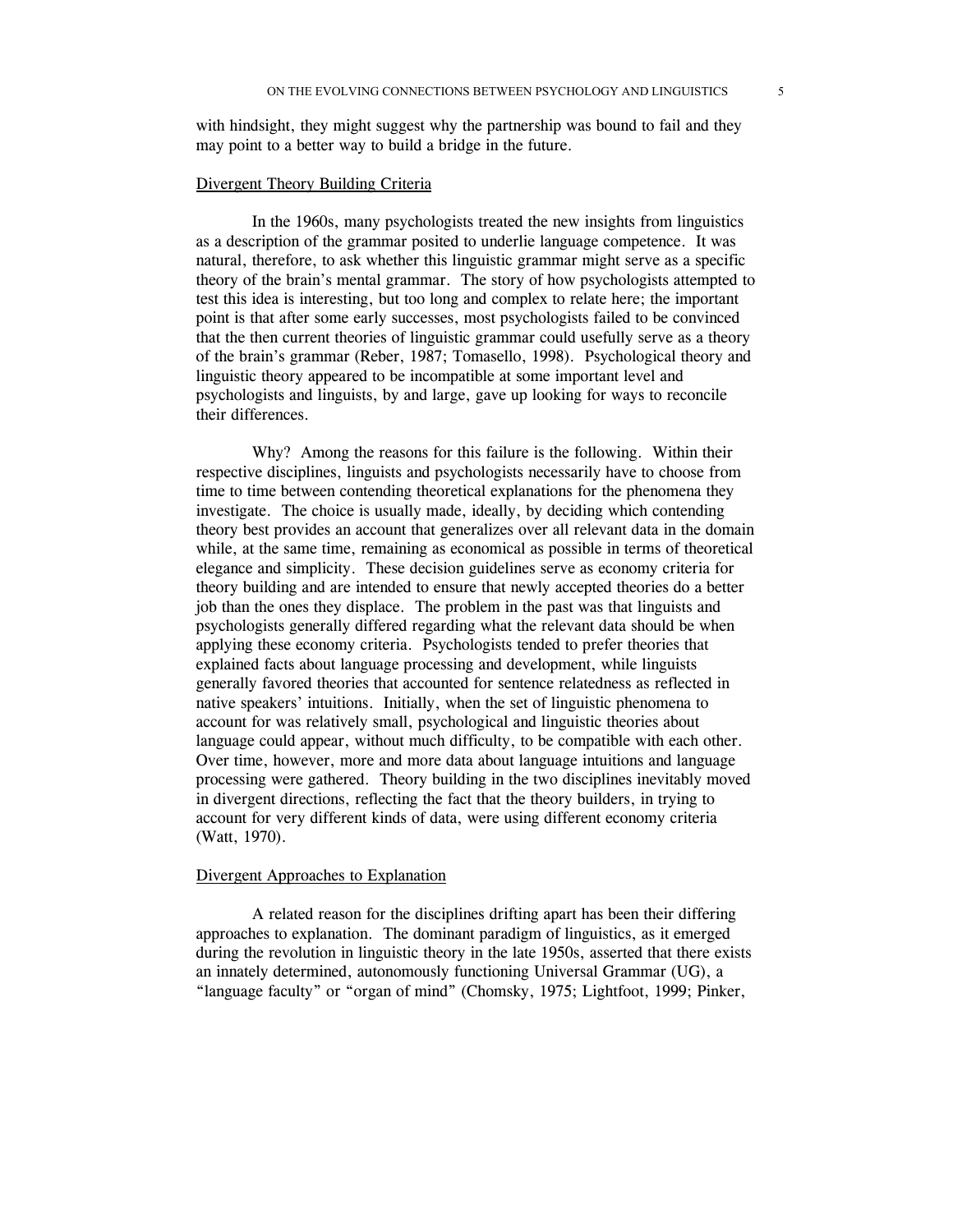with hindsight, they might suggest why the partnership was bound to fail and they may point to a better way to build a bridge in the future.

## Divergent Theory Building Criteria

In the 1960s, many psychologists treated the new insights from linguistics as a description of the grammar posited to underlie language competence. It was natural, therefore, to ask whether this linguistic grammar might serve as a specific theory of the brain's mental grammar. The story of how psychologists attempted to test this idea is interesting, but too long and complex to relate here; the important point is that after some early successes, most psychologists failed to be convinced that the then current theories of linguistic grammar could usefully serve as a theory of the brain's grammar (Reber, 1987; Tomasello, 1998). Psychological theory and linguistic theory appeared to be incompatible at some important level and psychologists and linguists, by and large, gave up looking for ways to reconcile their differences.

Why? Among the reasons for this failure is the following. Within their respective disciplines, linguists and psychologists necessarily have to choose from time to time between contending theoretical explanations for the phenomena they investigate. The choice is usually made, ideally, by deciding which contending theory best provides an account that generalizes over all relevant data in the domain while, at the same time, remaining as economical as possible in terms of theoretical elegance and simplicity. These decision guidelines serve as economy criteria for theory building and are intended to ensure that newly accepted theories do a better job than the ones they displace. The problem in the past was that linguists and psychologists generally differed regarding what the relevant data should be when applying these economy criteria. Psychologists tended to prefer theories that explained facts about language processing and development, while linguists generally favored theories that accounted for sentence relatedness as reflected in native speakers' intuitions. Initially, when the set of linguistic phenomena to account for was relatively small, psychological and linguistic theories about language could appear, without much difficulty, to be compatible with each other. Over time, however, more and more data about language intuitions and language processing were gathered. Theory building in the two disciplines inevitably moved in divergent directions, reflecting the fact that the theory builders, in trying to account for very different kinds of data, were using different economy criteria (Watt, 1970).

## Divergent Approaches to Explanation

A related reason for the disciplines drifting apart has been their differing approaches to explanation. The dominant paradigm of linguistics, as it emerged during the revolution in linguistic theory in the late 1950s, asserted that there exists an innately determined, autonomously functioning Universal Grammar (UG), a "language faculty" or "organ of mind" (Chomsky, 1975; Lightfoot, 1999; Pinker,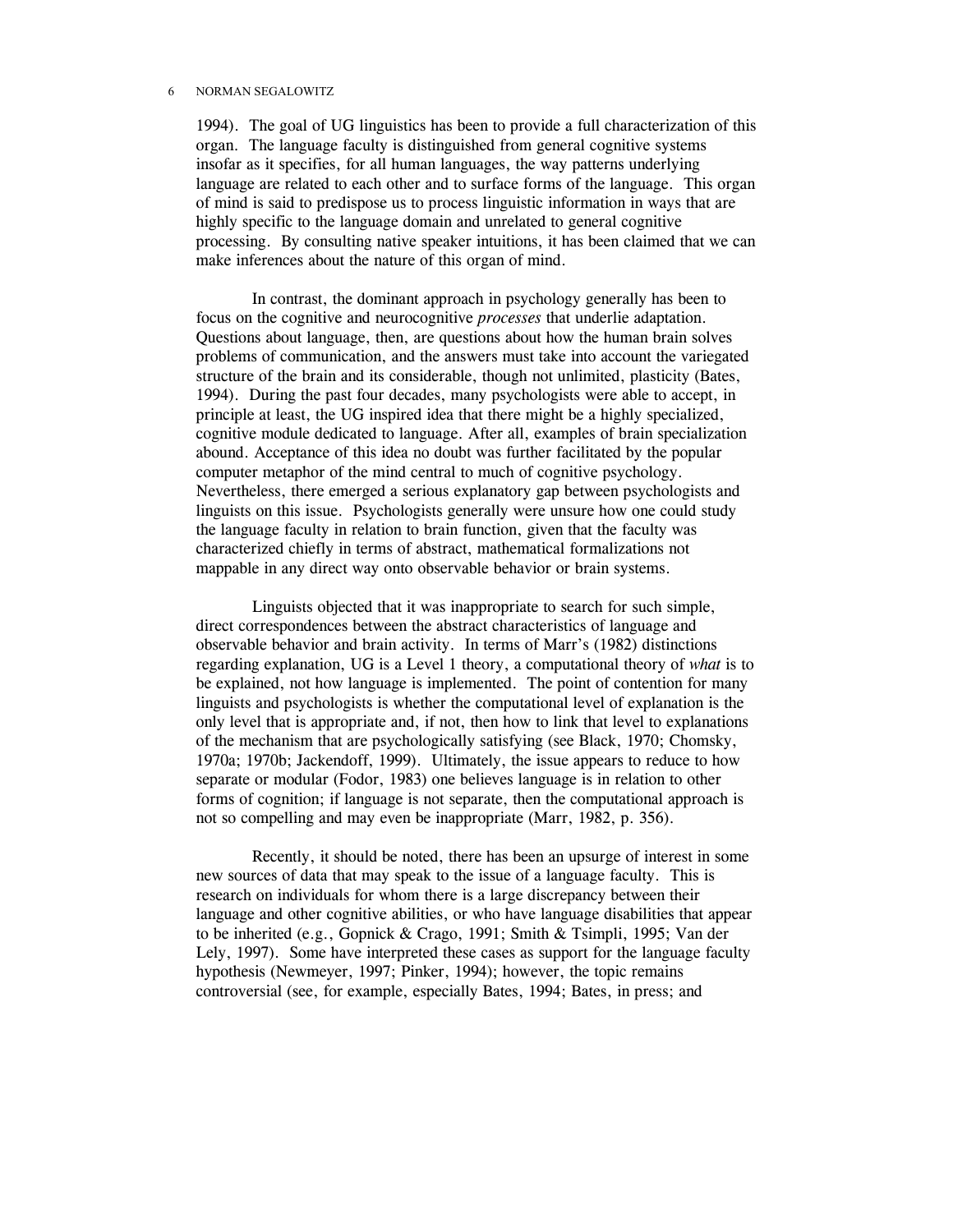1994). The goal of UG linguistics has been to provide a full characterization of this organ. The language faculty is distinguished from general cognitive systems insofar as it specifies, for all human languages, the way patterns underlying language are related to each other and to surface forms of the language. This organ of mind is said to predispose us to process linguistic information in ways that are highly specific to the language domain and unrelated to general cognitive processing. By consulting native speaker intuitions, it has been claimed that we can make inferences about the nature of this organ of mind.

In contrast, the dominant approach in psychology generally has been to focus on the cognitive and neurocognitive *processes* that underlie adaptation. Questions about language, then, are questions about how the human brain solves problems of communication, and the answers must take into account the variegated structure of the brain and its considerable, though not unlimited, plasticity (Bates, 1994). During the past four decades, many psychologists were able to accept, in principle at least, the UG inspired idea that there might be a highly specialized, cognitive module dedicated to language. After all, examples of brain specialization abound. Acceptance of this idea no doubt was further facilitated by the popular computer metaphor of the mind central to much of cognitive psychology. Nevertheless, there emerged a serious explanatory gap between psychologists and linguists on this issue. Psychologists generally were unsure how one could study the language faculty in relation to brain function, given that the faculty was characterized chiefly in terms of abstract, mathematical formalizations not mappable in any direct way onto observable behavior or brain systems.

Linguists objected that it was inappropriate to search for such simple, direct correspondences between the abstract characteristics of language and observable behavior and brain activity. In terms of Marr's (1982) distinctions regarding explanation, UG is a Level 1 theory, a computational theory of *what* is to be explained, not how language is implemented. The point of contention for many linguists and psychologists is whether the computational level of explanation is the only level that is appropriate and, if not, then how to link that level to explanations of the mechanism that are psychologically satisfying (see Black, 1970; Chomsky, 1970a; 1970b; Jackendoff, 1999). Ultimately, the issue appears to reduce to how separate or modular (Fodor, 1983) one believes language is in relation to other forms of cognition; if language is not separate, then the computational approach is not so compelling and may even be inappropriate (Marr, 1982, p. 356).

Recently, it should be noted, there has been an upsurge of interest in some new sources of data that may speak to the issue of a language faculty. This is research on individuals for whom there is a large discrepancy between their language and other cognitive abilities, or who have language disabilities that appear to be inherited (e.g., Gopnick & Crago, 1991; Smith & Tsimpli, 1995; Van der Lely, 1997). Some have interpreted these cases as support for the language faculty hypothesis (Newmeyer, 1997; Pinker, 1994); however, the topic remains controversial (see, for example, especially Bates, 1994; Bates, in press; and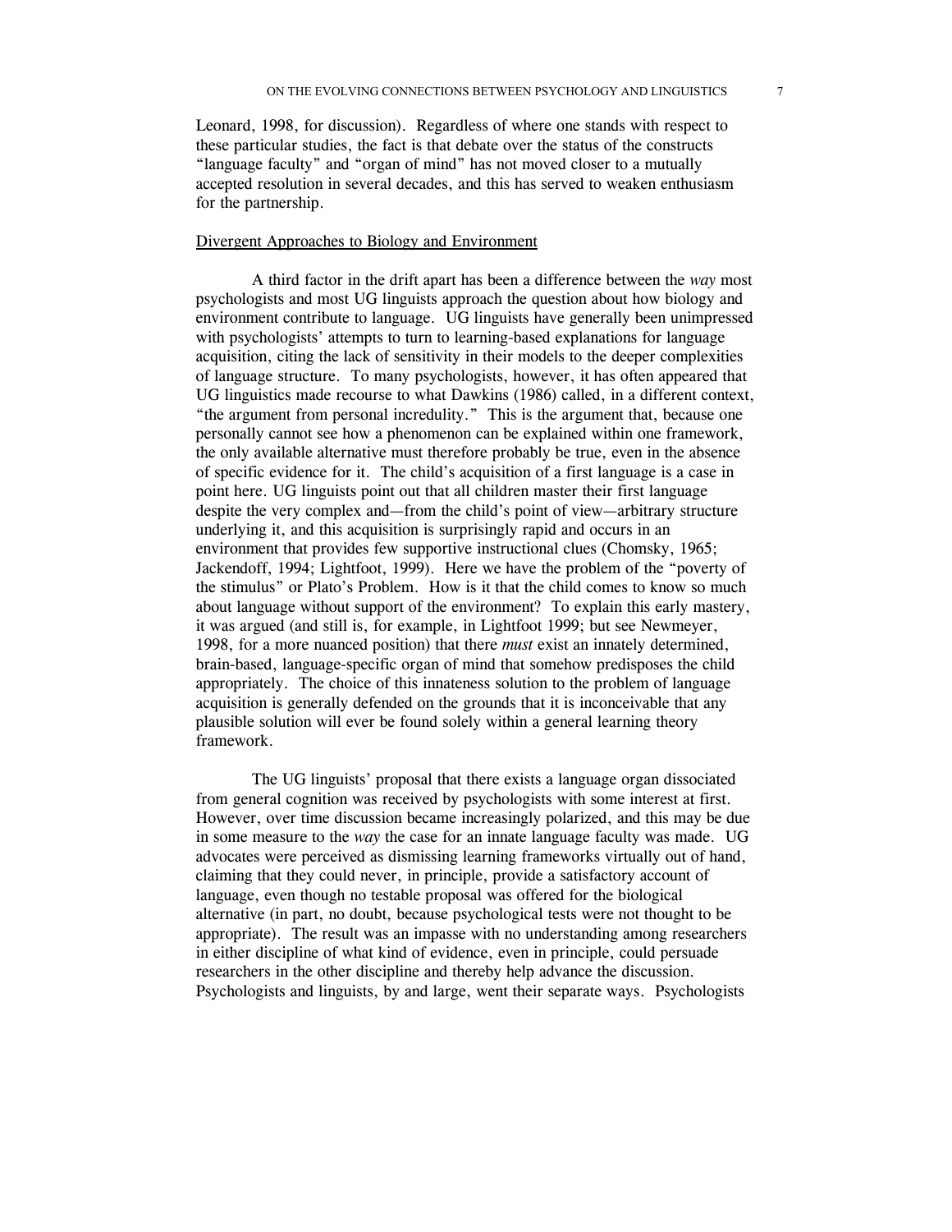Leonard, 1998, for discussion). Regardless of where one stands with respect to these particular studies, the fact is that debate over the status of the constructs "language faculty" and "organ of mind" has not moved closer to a mutually accepted resolution in several decades, and this has served to weaken enthusiasm for the partnership.

<u>Divergent Approaches to Biology and Environment</u>

A third factor in the drift apart has been a difference between the *way* most psychologists and most UG linguists approach the question about how biology and environment contribute to language. UG linguists have generally been unimpressed with psychologists' attempts to turn to learning-based explanations for language acquisition, citing the lack of sensitivity in their models to the deeper complexities of language structure. To many psychologists, however, it has often appeared that UG linguistics made recourse to what Dawkins (1986) called, in a different context, "the argument from personal incredulity." This is the argument that, because one personally cannot see how a phenomenon can be explained within one framework, the only available alternative must therefore probably be true, even in the absence of specific evidence for it. The child's acquisition of a first language is a case in point here. UG linguists point out that all children master their first language despite the very complex and—from the child's point of view—arbitrary structure underlying it, and this acquisition is surprisingly rapid and occurs in an environment that provides few supportive instructional clues (Chomsky, 1965; Jackendoff, 1994; Lightfoot, 1999). Here we have the problem of the "poverty of the stimulus" or Plato's Problem. How is it that the child comes to know so much about language without support of the environment? To explain this early mastery, it was argued (and still is, for example, in Lightfoot 1999; but see Newmeyer, 1998, for a more nuanced position) that there *must* exist an innately determined, brain-based, language-specific organ of mind that somehow predisposes the child appropriately. The choice of this innateness solution to the problem of language acquisition is generally defended on the grounds that it is inconceivable that any plausible solution will ever be found solely within a general learning theory framework.

The UG linguists' proposal that there exists a language organ dissociated from general cognition was received by psychologists with some interest at first. However, over time discussion became increasingly polarized, and this may be due in some measure to the *way* the case for an innate language faculty was made. UG advocates were perceived as dismissing learning frameworks virtually out of hand, claiming that they could never, in principle, provide a satisfactory account of language, even though no testable proposal was offered for the biological alternative (in part, no doubt, because psychological tests were not thought to be appropriate). The result was an impasse with no understanding among researchers in either discipline of what kind of evidence, even in principle, could persuade researchers in the other discipline and thereby help advance the discussion. Psychologists and linguists, by and large, went their separate ways. Psychologists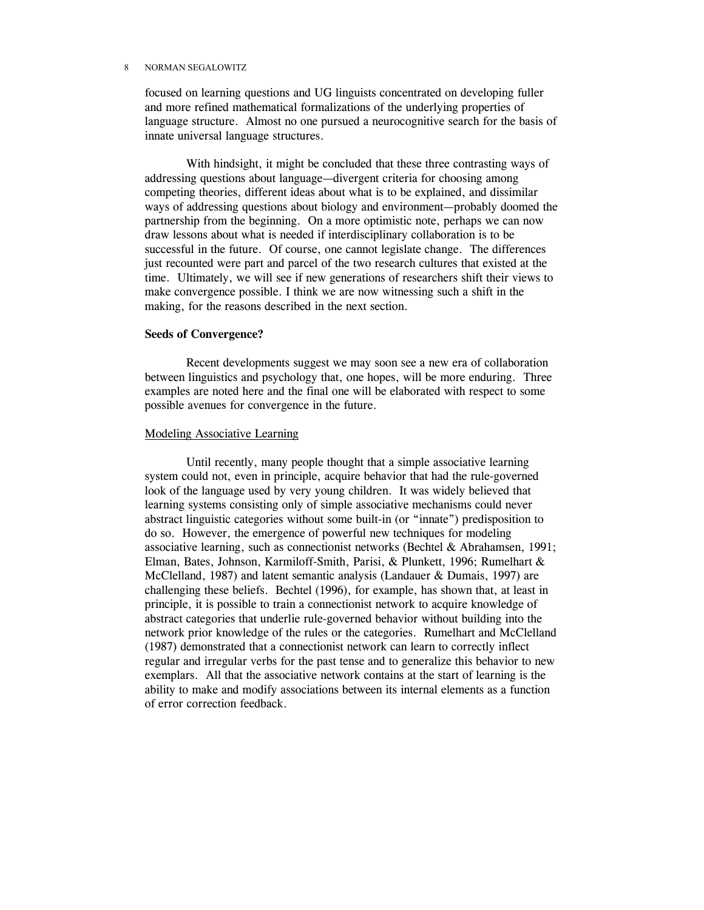focused on learning questions and UG linguists concentrated on developing fuller and more refined mathematical formalizations of the underlying properties of language structure. Almost no one pursued a neurocognitive search for the basis of innate universal language structures.

With hindsight, it might be concluded that these three contrasting ways of addressing questions about language—divergent criteria for choosing among competing theories, different ideas about what is to be explained, and dissimilar ways of addressing questions about biology and environment—probably doomed the partnership from the beginning. On a more optimistic note, perhaps we can now draw lessons about what is needed if interdisciplinary collaboration is to be successful in the future. Of course, one cannot legislate change. The differences just recounted were part and parcel of the two research cultures that existed at the time. Ultimately, we will see if new generations of researchers shift their views to make convergence possible. I think we are now witnessing such a shift in the making, for the reasons described in the next section.

## Seeds of Convergence?

Recent developments suggest we may soon see a new era of collaboration between linguistics and psychology that, one hopes, will be more enduring. Three examples are noted here and the final one will be elaborated with respect to some possible avenues for convergence in the future.

### Modeling Associative Learning

Until recently, many people thought that a simple associative learning system could not, even in principle, acquire behavior that had the rule-governed look of the language used by very young children. It was widely believed that learning systems consisting only of simple associative mechanisms could never abstract linguistic categories without some built-in (or "innate") predisposition to do so. However, the emergence of powerful new techniques for modeling associative learning, such as connectionist networks (Bechtel & Abrahamsen, 1991; Elman, Bates, Johnson, Karmiloff-Smith, Parisi, & Plunkett, 1996; Rumelhart & McClelland, 1987) and latent semantic analysis (Landauer & Dumais, 1997) are challenging these beliefs. Bechtel (1996), for example, has shown that, at least in principle, it is possible to train a connectionist network to acquire knowledge of abstract categories that underlie rule-governed behavior without building into the network prior knowledge of the rules or the categories. Rumelhart and McClelland (1987) demonstrated that a connectionist network can learn to correctly inflect regular and irregular verbs for the past tense and to generalize this behavior to new exemplars. All that the associative network contains at the start of learning is the ability to make and modify associations between its internal elements as a function of error correction feedback.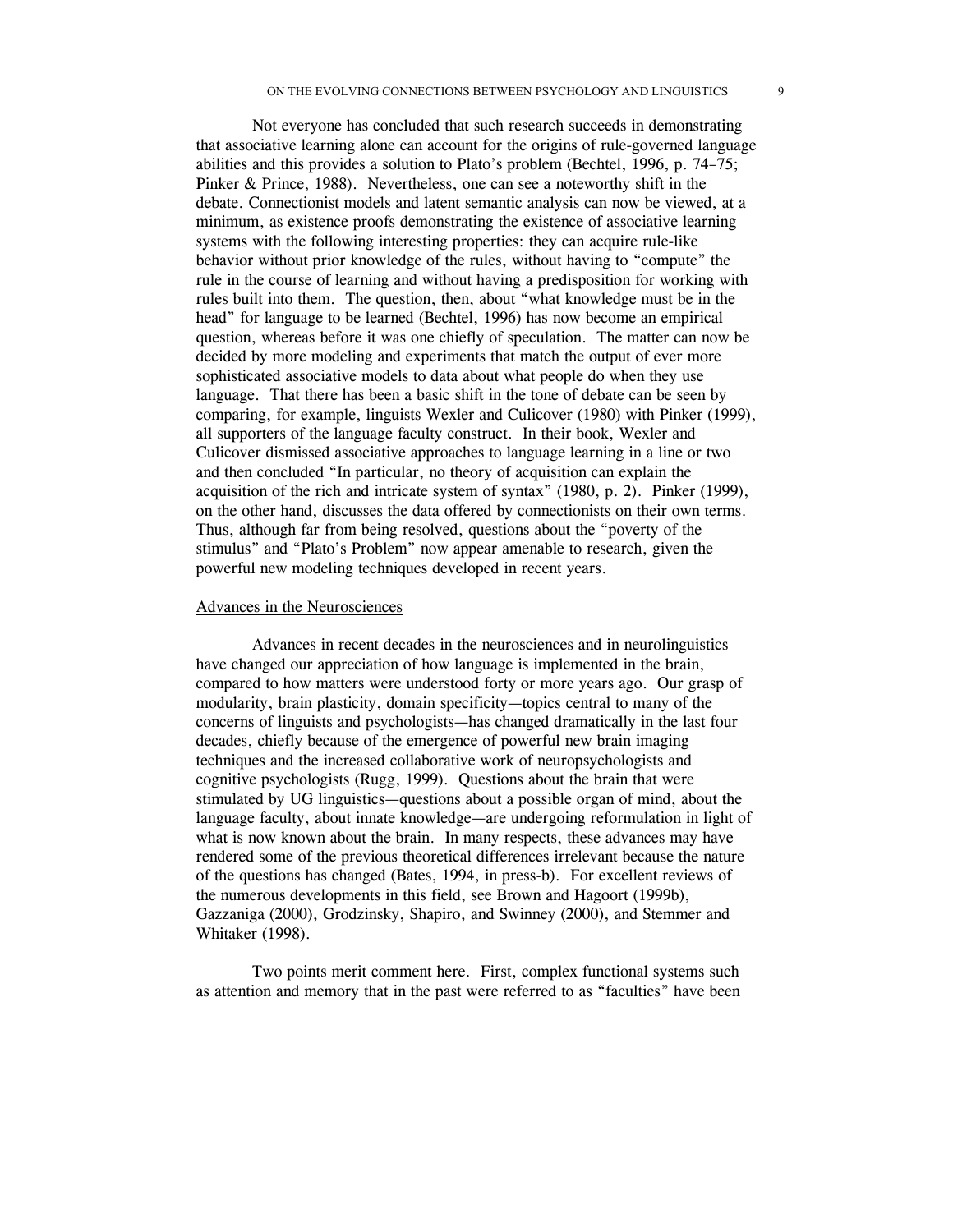Not everyone has concluded that such research succeeds in demonstrating that associative learning alone can account for the origins of rule-governed language abilities and this provides a solution to Plato's problem (Bechtel, 1996, p. 74–75; Pinker & Prince, 1988). Nevertheless, one can see a noteworthy shift in the debate. Connectionist models and latent semantic analysis can now be viewed, at a minimum, as existence proofs demonstrating the existence of associative learning systems with the following interesting properties: they can acquire rule-like behavior without prior knowledge of the rules, without having to "compute" the rule in the course of learning and without having a predisposition for working with rules built into them. The question, then, about "what knowledge must be in the head" for language to be learned (Bechtel, 1996) has now become an empirical question, whereas before it was one chiefly of speculation. The matter can now be decided by more modeling and experiments that match the output of ever more sophisticated associative models to data about what people do when they use language. That there has been a basic shift in the tone of debate can be seen by comparing, for example, linguists Wexler and Culicover (1980) with Pinker (1999), all supporters of the language faculty construct. In their book, Wexler and Culicover dismissed associative approaches to language learning in a line or two and then concluded "In particular, no theory of acquisition can explain the acquisition of the rich and intricate system of syntax" (1980, p. 2). Pinker (1999), on the other hand, discusses the data offered by connectionists on their own terms. Thus, although far from being resolved, questions about the "poverty of the stimulus" and "Plato's Problem" now appear amenable to research, given the powerful new modeling techniques developed in recent years.

## Advances in the Neurosciences

Advances in recent decades in the neurosciences and in neurolinguistics have changed our appreciation of how language is implemented in the brain, compared to how matters were understood forty or more years ago. Our grasp of modularity, brain plasticity, domain specificity—topics central to many of the concerns of linguists and psychologists—has changed dramatically in the last four decades, chiefly because of the emergence of powerful new brain imaging techniques and the increased collaborative work of neuropsychologists and cognitive psychologists (Rugg, 1999). Questions about the brain that were stimulated by UG linguistics—questions about a possible organ of mind, about the language faculty, about innate knowledge—are undergoing reformulation in light of what is now known about the brain. In many respects, these advances may have rendered some of the previous theoretical differences irrelevant because the nature of the questions has changed (Bates, 1994, in press-b). For excellent reviews of the numerous developments in this field, see Brown and Hagoort (1999b), Gazzaniga (2000), Grodzinsky, Shapiro, and Swinney (2000), and Stemmer and Whitaker (1998).

Two points merit comment here. First, complex functional systems such as attention and memory that in the past were referred to as "faculties" have been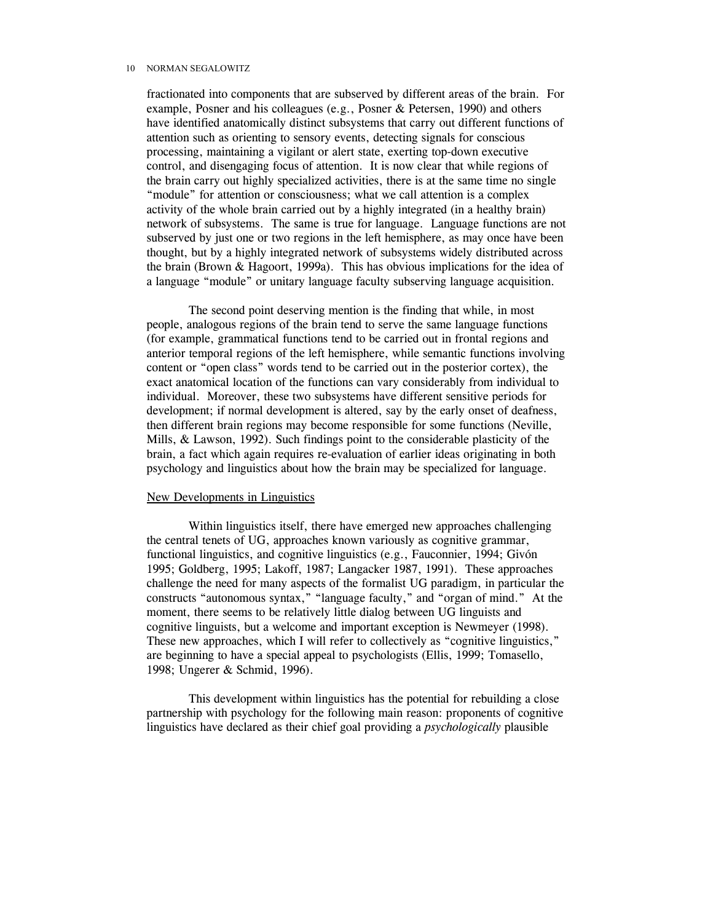fractionated into components that are subserved by different areas of the brain. For example, Posner and his colleagues (e.g., Posner & Petersen, 1990) and others have identified anatomically distinct subsystems that carry out different functions of attention such as orienting to sensory events, detecting signals for conscious processing, maintaining a vigilant or alert state, exerting top-down executive control, and disengaging focus of attention. It is now clear that while regions of the brain carry out highly specialized activities, there is at the same time no single "module" for attention or consciousness; what we call attention is a complex activity of the whole brain carried out by a highly integrated (in a healthy brain) network of subsystems. The same is true for language. Language functions are not subserved by just one or two regions in the left hemisphere, as may once have been thought, but by a highly integrated network of subsystems widely distributed across the brain (Brown & Hagoort, 1999a). This has obvious implications for the idea of a language "module" or unitary language faculty subserving language acquisition.

The second point deserving mention is the finding that while, in most people, analogous regions of the brain tend to serve the same language functions (for example, grammatical functions tend to be carried out in frontal regions and anterior temporal regions of the left hemisphere, while semantic functions involving content or "open class" words tend to be carried out in the posterior cortex), the exact anatomical location of the functions can vary considerably from individual to individual. Moreover, these two subsystems have different sensitive periods for development; if normal development is altered, say by the early onset of deafness, then different brain regions may become responsible for some functions (Neville, Mills, & Lawson, 1992). Such findings point to the considerable plasticity of the brain, a fact which again requires re-evaluation of earlier ideas originating in both psychology and linguistics about how the brain may be specialized for language.

## New Developments in Linguistics

Within linguistics itself, there have emerged new approaches challenging the central tenets of UG, approaches known variously as cognitive grammar, functional linguistics, and cognitive linguistics (e.g., Fauconnier, 1994; Givón 1995; Goldberg, 1995; Lakoff, 1987; Langacker 1987, 1991). These approaches challenge the need for many aspects of the formalist UG paradigm, in particular the constructs "autonomous syntax," "language faculty," and "organ of mind." At the moment, there seems to be relatively little dialog between UG linguists and cognitive linguists, but a welcome and important exception is Newmeyer (1998). These new approaches, which I will refer to collectively as "cognitive linguistics," are beginning to have a special appeal to psychologists (Ellis, 1999; Tomasello, 1998; Ungerer & Schmid, 1996).

This development within linguistics has the potential for rebuilding a close partnership with psychology for the following main reason: proponents of cognitive linguistics have declared as their chief goal providing a *psychologically* plausible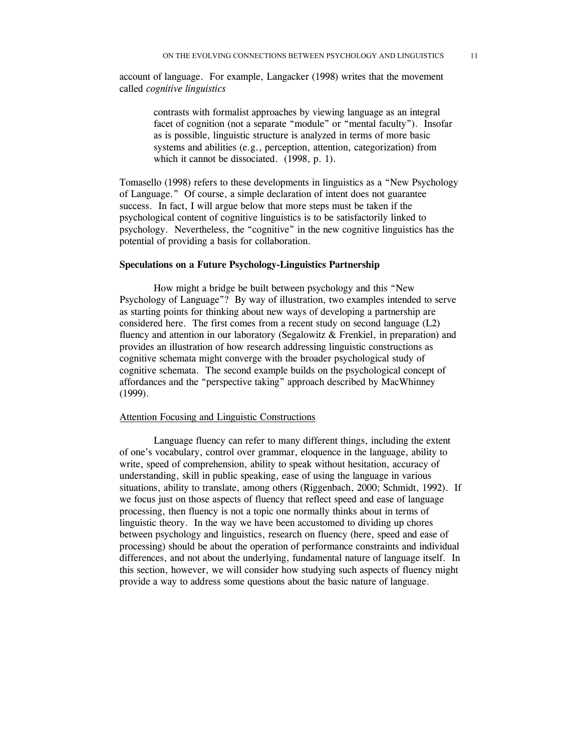account of language. For example, Langacker (1998) writes that the movement called *cognitive linguistics*

> contrasts with formalist approaches by viewing language as an integral facet of cognition (not a separate "module" or "mental faculty"). Insofar as is possible, linguistic structure is analyzed in terms of more basic systems and abilities (e.g., perception, attention, categorization) from which it cannot be dissociated. (1998, p. 1).

Tomasello (1998) refers to these developments in linguistics as a "New Psychology of Language." Of course, a simple declaration of intent does not guarantee success. In fact, I will argue below that more steps must be taken if the psychological content of cognitive linguistics is to be satisfactorily linked to psychology. Nevertheless, the "cognitive" in the new cognitive linguistics has the potential of providing a basis for collaboration.

## Speculations on a Future Psychology-Linguistics Partnership

How might a bridge be built between psychology and this "New Psychology of Language"? By way of illustration, two examples intended to serve as starting points for thinking about new ways of developing a partnership are considered here. The first comes from a recent study on second language (L2) fluency and attention in our laboratory (Segalowitz & Frenkiel, in preparation) and provides an illustration of how research addressing linguistic constructions as cognitive schemata might converge with the broader psychological study of cognitive schemata. The second example builds on the psychological concept of affordances and the "perspective taking" approach described by MacWhinney (1999).

### Attention Focusing and Linguistic Constructions

Language fluency can refer to many different things, including the extent of one's vocabulary, control over grammar, eloquence in the language, ability to write, speed of comprehension, ability to speak without hesitation, accuracy of understanding, skill in public speaking, ease of using the language in various situations, ability to translate, among others (Riggenbach, 2000; Schmidt, 1992). If we focus just on those aspects of fluency that reflect speed and ease of language processing, then fluency is not a topic one normally thinks about in terms of linguistic theory. In the way we have been accustomed to dividing up chores between psychology and linguistics, research on fluency (here, speed and ease of processing) should be about the operation of performance constraints and individual differences, and not about the underlying, fundamental nature of language itself. In this section, however, we will consider how studying such aspects of fluency might provide a way to address some questions about the basic nature of language.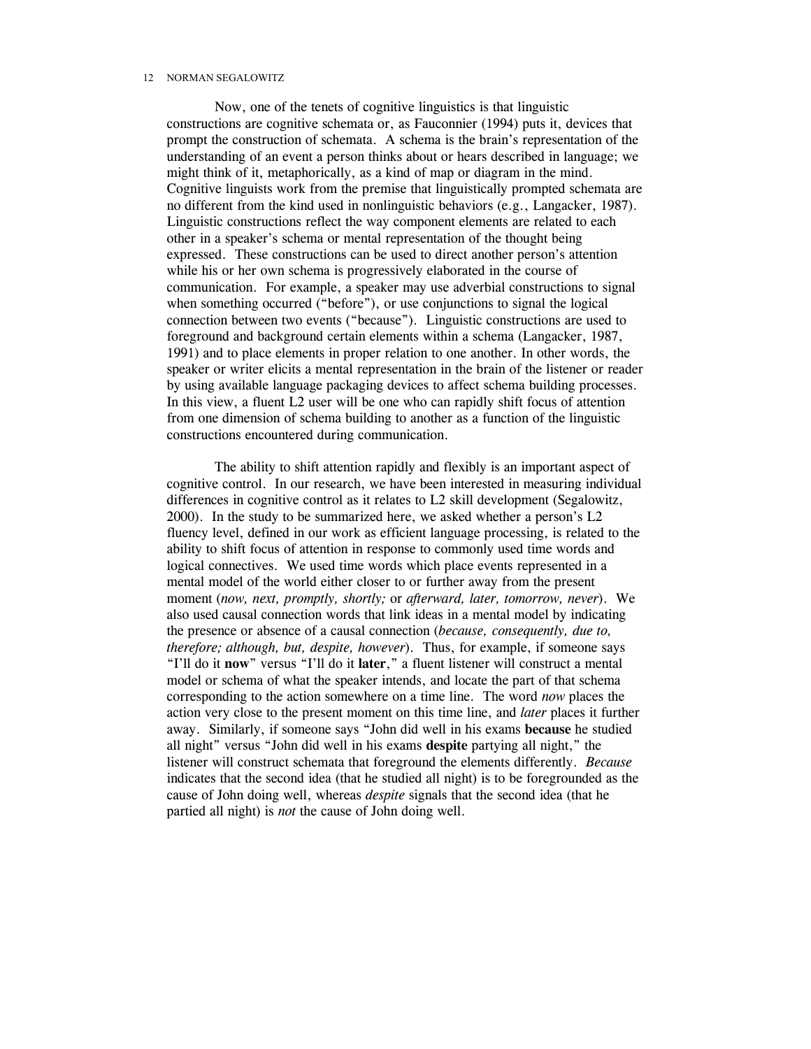Now, one of the tenets of cognitive linguistics is that linguistic constructions are cognitive schemata or, as Fauconnier (1994) puts it, devices that prompt the construction of schemata. A schema is the brain's representation of the understanding of an event a person thinks about or hears described in language; we might think of it, metaphorically, as a kind of map or diagram in the mind. Cognitive linguists work from the premise that linguistically prompted schemata are no different from the kind used in nonlinguistic behaviors (e.g., Langacker, 1987). Linguistic constructions reflect the way component elements are related to each other in a speaker's schema or mental representation of the thought being expressed. These constructions can be used to direct another person's attention while his or her own schema is progressively elaborated in the course of communication. For example, a speaker may use adverbial constructions to signal when something occurred ("before"), or use conjunctions to signal the logical connection between two events ("because"). Linguistic constructions are used to foreground and background certain elements within a schema (Langacker, 1987, 1991) and to place elements in proper relation to one another. In other words, the speaker or writer elicits a mental representation in the brain of the listener or reader by using available language packaging devices to affect schema building processes. In this view, a fluent L2 user will be one who can rapidly shift focus of attention from one dimension of schema building to another as a function of the linguistic constructions encountered during communication.

The ability to shift attention rapidly and flexibly is an important aspect of cognitive control. In our research, we have been interested in measuring individual differences in cognitive control as it relates to L2 skill development (Segalowitz, 2000). In the study to be summarized here, we asked whether a person's L2 fluency level, defined in our work as efficient language processing, is related to the ability to shift focus of attention in response to commonly used time words and logical connectives. We used time words which place events represented in a mental model of the world either closer to or further away from the present moment (*now, next, promptly, shortly;* or *afterward, later, tomorrow, never*). We also used causal connection words that link ideas in a mental model by indicating the presence or absence of a causal connection (*because, consequently, due to, therefore; although, but, despite, however*). Thus, for example, if someone says "I'll do it **now**" versus "I'll do it **later**," a fluent listener will construct a mental model or schema of what the speaker intends, and locate the part of that schema corresponding to the action somewhere on a time line. The word *now* places the action very close to the present moment on this time line, and *later* places it further away. Similarly, if someone says "John did well in his exams **because** he studied all night" versus "John did well in his exams **despite** partying all night," the listener will construct schemata that foreground the elements differently. *Because* indicates that the second idea (that he studied all night) is to be foregrounded as the cause of John doing well, whereas *despite* signals that the second idea (that he partied all night) is *not* the cause of John doing well.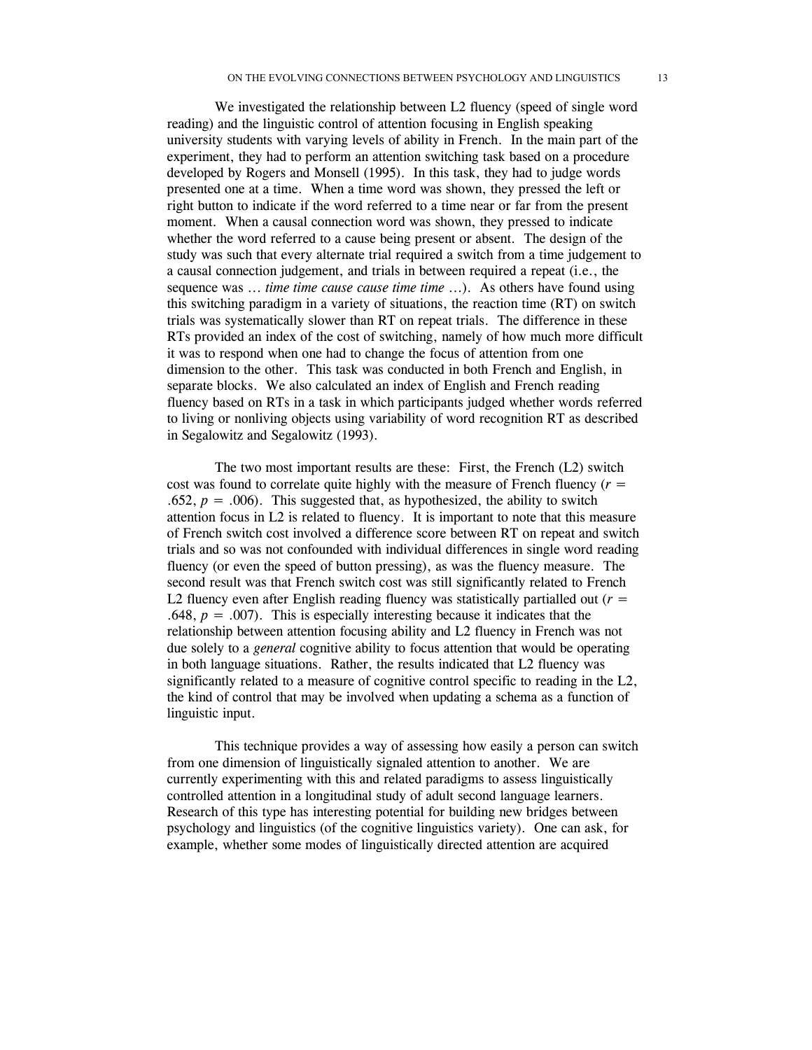We investigated the relationship between L2 fluency (speed of single word reading) and the linguistic control of attention focusing in English speaking university students with varying levels of ability in French. In the main part of the experiment, they had to perform an attention switching task based on a procedure developed by Rogers and Monsell (1995). In this task, they had to judge words presented one at a time. When a time word was shown, they pressed the left or right button to indicate if the word referred to a time near or far from the present moment. When a causal connection word was shown, they pressed to indicate whether the word referred to a cause being present or absent. The design of the study was such that every alternate trial required a switch from a time judgement to a causal connection judgement, and trials in between required a repeat (i.e., the sequence was … *time time cause cause time time* …). As others have found using this switching paradigm in a variety of situations, the reaction time (RT) on switch trials was systematically slower than RT on repeat trials. The difference in these RTs provided an index of the cost of switching, namely of how much more difficult it was to respond when one had to change the focus of attention from one dimension to the other. This task was conducted in both French and English, in separate blocks. We also calculated an index of English and French reading fluency based on RTs in a task in which participants judged whether words referred to living or nonliving objects using variability of word recognition RT as described in Segalowitz and Segalowitz (1993).

The two most important results are these: First, the French (L2) switch cost was found to correlate quite highly with the measure of French fluency ($r = .652$, $p = .006$). This suggested that, as hypothesized, the ability to switch attention focus in L2 is related to fluency. It is important to note that this measure of French switch cost involved a difference score between RT on repeat and switch trials and so was not confounded with individual differences in single word reading fluency (or even the speed of button pressing), as was the fluency measure. The second result was that French switch cost was still significantly related to French L2 fluency even after English reading fluency was statistically partialled out ($r = .648$, $p = .007$). This is especially interesting because it indicates that the relationship between attention focusing ability and L2 fluency in French was not due solely to a *general* cognitive ability to focus attention that would be operating in both language situations. Rather, the results indicated that L2 fluency was significantly related to a measure of cognitive control specific to reading in the L2, the kind of control that may be involved when updating a schema as a function of linguistic input.

This technique provides a way of assessing how easily a person can switch from one dimension of linguistically signaled attention to another. We are currently experimenting with this and related paradigms to assess linguistically controlled attention in a longitudinal study of adult second language learners. Research of this type has interesting potential for building new bridges between psychology and linguistics (of the cognitive linguistics variety). One can ask, for example, whether some modes of linguistically directed attention are acquired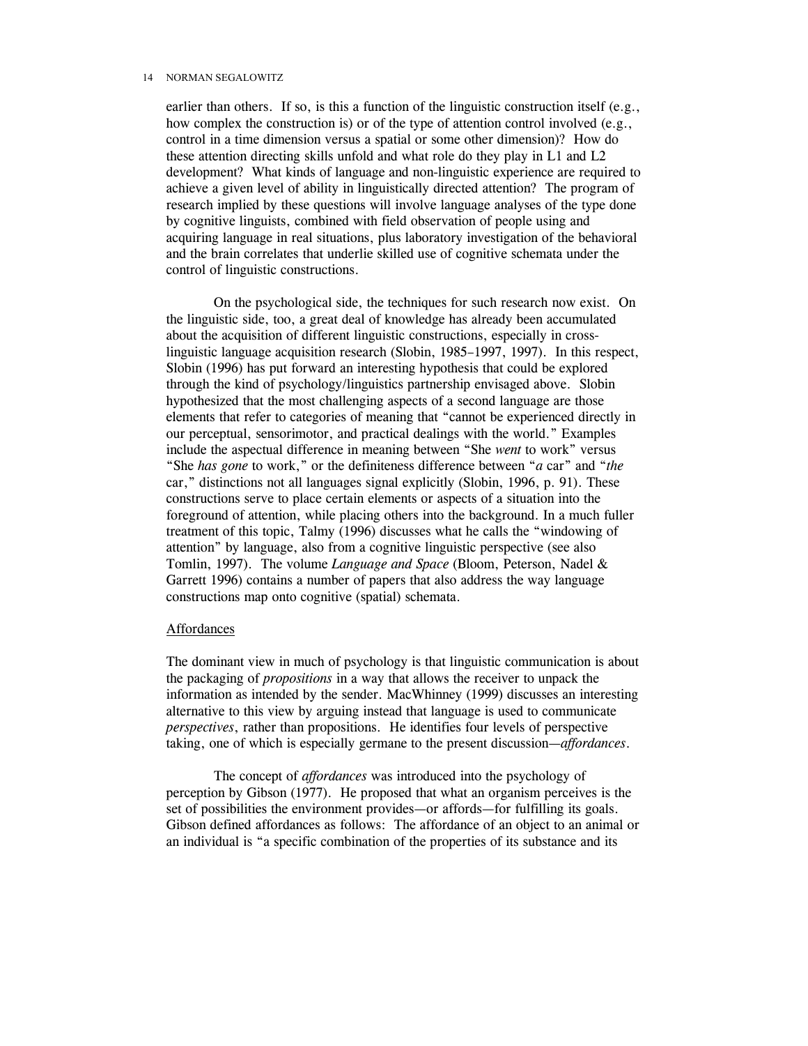earlier than others. If so, is this a function of the linguistic construction itself (e.g., how complex the construction is) or of the type of attention control involved (e.g., control in a time dimension versus a spatial or some other dimension)? How do these attention directing skills unfold and what role do they play in L1 and L2 development? What kinds of language and non-linguistic experience are required to achieve a given level of ability in linguistically directed attention? The program of research implied by these questions will involve language analyses of the type done by cognitive linguists, combined with field observation of people using and acquiring language in real situations, plus laboratory investigation of the behavioral and the brain correlates that underlie skilled use of cognitive schemata under the control of linguistic constructions.

On the psychological side, the techniques for such research now exist. On the linguistic side, too, a great deal of knowledge has already been accumulated about the acquisition of different linguistic constructions, especially in cross-linguistic language acquisition research (Slobin, 1985–1997, 1997). In this respect, Slobin (1996) has put forward an interesting hypothesis that could be explored through the kind of psychology/linguistics partnership envisaged above. Slobin hypothesized that the most challenging aspects of a second language are those elements that refer to categories of meaning that "cannot be experienced directly in our perceptual, sensorimotor, and practical dealings with the world." Examples include the aspectual difference in meaning between "She *went* to work" versus "She *has gone* to work," or the definiteness difference between "*a* car" and "*the* car," distinctions not all languages signal explicitly (Slobin, 1996, p. 91). These constructions serve to place certain elements or aspects of a situation into the foreground of attention, while placing others into the background. In a much fuller treatment of this topic, Talmy (1996) discusses what he calls the "windowing of attention" by language, also from a cognitive linguistic perspective (see also Tomlin, 1997). The volume *Language and Space* (Bloom, Peterson, Nadel & Garrett 1996) contains a number of papers that also address the way language constructions map onto cognitive (spatial) schemata.

## Affordances

The dominant view in much of psychology is that linguistic communication is about the packaging of *propositions* in a way that allows the receiver to unpack the information as intended by the sender. MacWhinney (1999) discusses an interesting alternative to this view by arguing instead that language is used to communicate *perspectives*, rather than propositions. He identifies four levels of perspective taking, one of which is especially germane to the present discussion—*affordances*.

The concept of *affordances* was introduced into the psychology of perception by Gibson (1977). He proposed that what an organism perceives is the set of possibilities the environment provides—or affords—for fulfilling its goals. Gibson defined affordances as follows: The affordance of an object to an animal or an individual is "a specific combination of the properties of its substance and its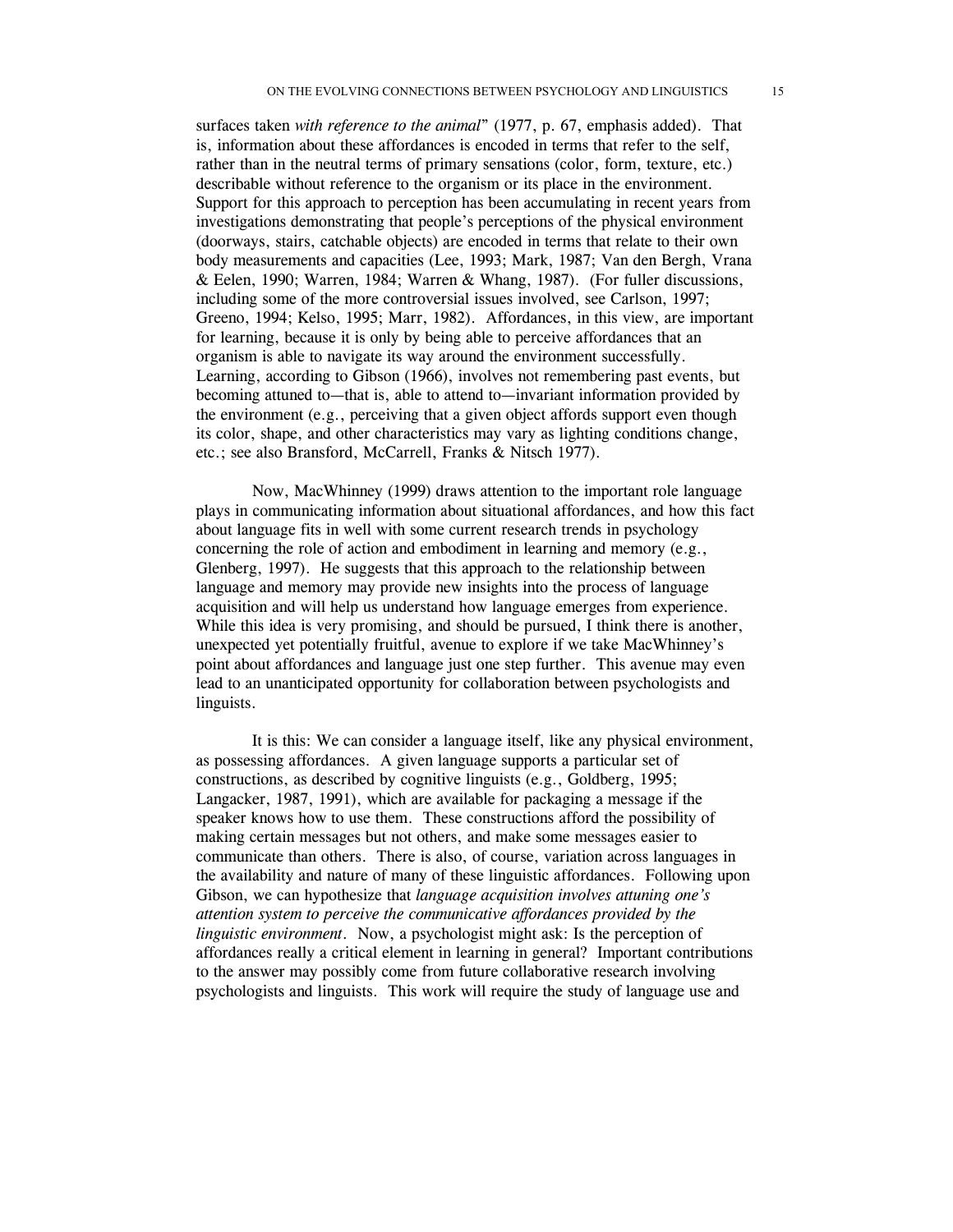surfaces taken *with reference to the animal*" (1977, p. 67, emphasis added). That is, information about these affordances is encoded in terms that refer to the self, rather than in the neutral terms of primary sensations (color, form, texture, etc.) describable without reference to the organism or its place in the environment. Support for this approach to perception has been accumulating in recent years from investigations demonstrating that people's perceptions of the physical environment (doorways, stairs, catchable objects) are encoded in terms that relate to their own body measurements and capacities (Lee, 1993; Mark, 1987; Van den Bergh, Vrana & Eelen, 1990; Warren, 1984; Warren & Whang, 1987). (For fuller discussions, including some of the more controversial issues involved, see Carlson, 1997; Greeno, 1994; Kelso, 1995; Marr, 1982). Affordances, in this view, are important for learning, because it is only by being able to perceive affordances that an organism is able to navigate its way around the environment successfully. Learning, according to Gibson (1966), involves not remembering past events, but becoming attuned to—that is, able to attend to—invariant information provided by the environment (e.g., perceiving that a given object affords support even though its color, shape, and other characteristics may vary as lighting conditions change, etc.; see also Bransford, McCarrell, Franks & Nitsch 1977).

Now, MacWhinney (1999) draws attention to the important role language plays in communicating information about situational affordances, and how this fact about language fits in well with some current research trends in psychology concerning the role of action and embodiment in learning and memory (e.g., Glenberg, 1997). He suggests that this approach to the relationship between language and memory may provide new insights into the process of language acquisition and will help us understand how language emerges from experience. While this idea is very promising, and should be pursued, I think there is another, unexpected yet potentially fruitful, avenue to explore if we take MacWhinney's point about affordances and language just one step further. This avenue may even lead to an unanticipated opportunity for collaboration between psychologists and linguists.

It is this: We can consider a language itself, like any physical environment, as possessing affordances. A given language supports a particular set of constructions, as described by cognitive linguists (e.g., Goldberg, 1995; Langacker, 1987, 1991), which are available for packaging a message if the speaker knows how to use them. These constructions afford the possibility of making certain messages but not others, and make some messages easier to communicate than others. There is also, of course, variation across languages in the availability and nature of many of these linguistic affordances. Following upon Gibson, we can hypothesize that *language acquisition involves attuning one's attention system to perceive the communicative affordances provided by the linguistic environment*. Now, a psychologist might ask: Is the perception of affordances really a critical element in learning in general? Important contributions to the answer may possibly come from future collaborative research involving psychologists and linguists. This work will require the study of language use and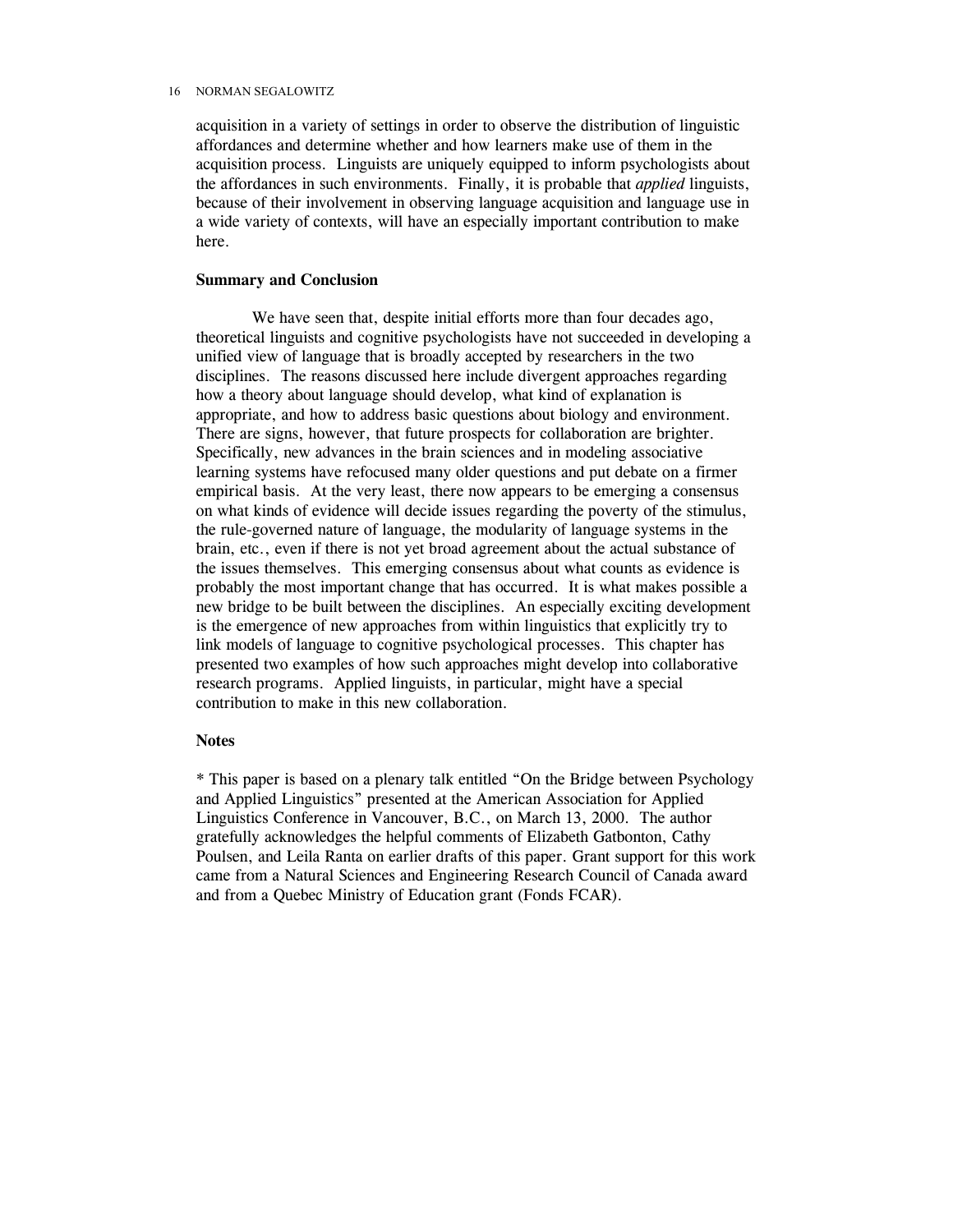acquisition in a variety of settings in order to observe the distribution of linguistic affordances and determine whether and how learners make use of them in the acquisition process. Linguists are uniquely equipped to inform psychologists about the affordances in such environments. Finally, it is probable that *applied* linguists, because of their involvement in observing language acquisition and language use in a wide variety of contexts, will have an especially important contribution to make here.

**Summary and Conclusion**

We have seen that, despite initial efforts more than four decades ago, theoretical linguists and cognitive psychologists have not succeeded in developing a unified view of language that is broadly accepted by researchers in the two disciplines. The reasons discussed here include divergent approaches regarding how a theory about language should develop, what kind of explanation is appropriate, and how to address basic questions about biology and environment. There are signs, however, that future prospects for collaboration are brighter. Specifically, new advances in the brain sciences and in modeling associative learning systems have refocused many older questions and put debate on a firmer empirical basis. At the very least, there now appears to be emerging a consensus on what kinds of evidence will decide issues regarding the poverty of the stimulus, the rule-governed nature of language, the modularity of language systems in the brain, etc., even if there is not yet broad agreement about the actual substance of the issues themselves. This emerging consensus about what counts as evidence is probably the most important change that has occurred. It is what makes possible a new bridge to be built between the disciplines. An especially exciting development is the emergence of new approaches from within linguistics that explicitly try to link models of language to cognitive psychological processes. This chapter has presented two examples of how such approaches might develop into collaborative research programs. Applied linguists, in particular, might have a special contribution to make in this new collaboration.

**Notes**

* This paper is based on a plenary talk entitled "On the Bridge between Psychology and Applied Linguistics" presented at the American Association for Applied Linguistics Conference in Vancouver, B.C., on March 13, 2000. The author gratefully acknowledges the helpful comments of Elizabeth Gatbonton, Cathy Poulsen, and Leila Ranta on earlier drafts of this paper. Grant support for this work came from a Natural Sciences and Engineering Research Council of Canada award and from a Quebec Ministry of Education grant (Fonds FCAR).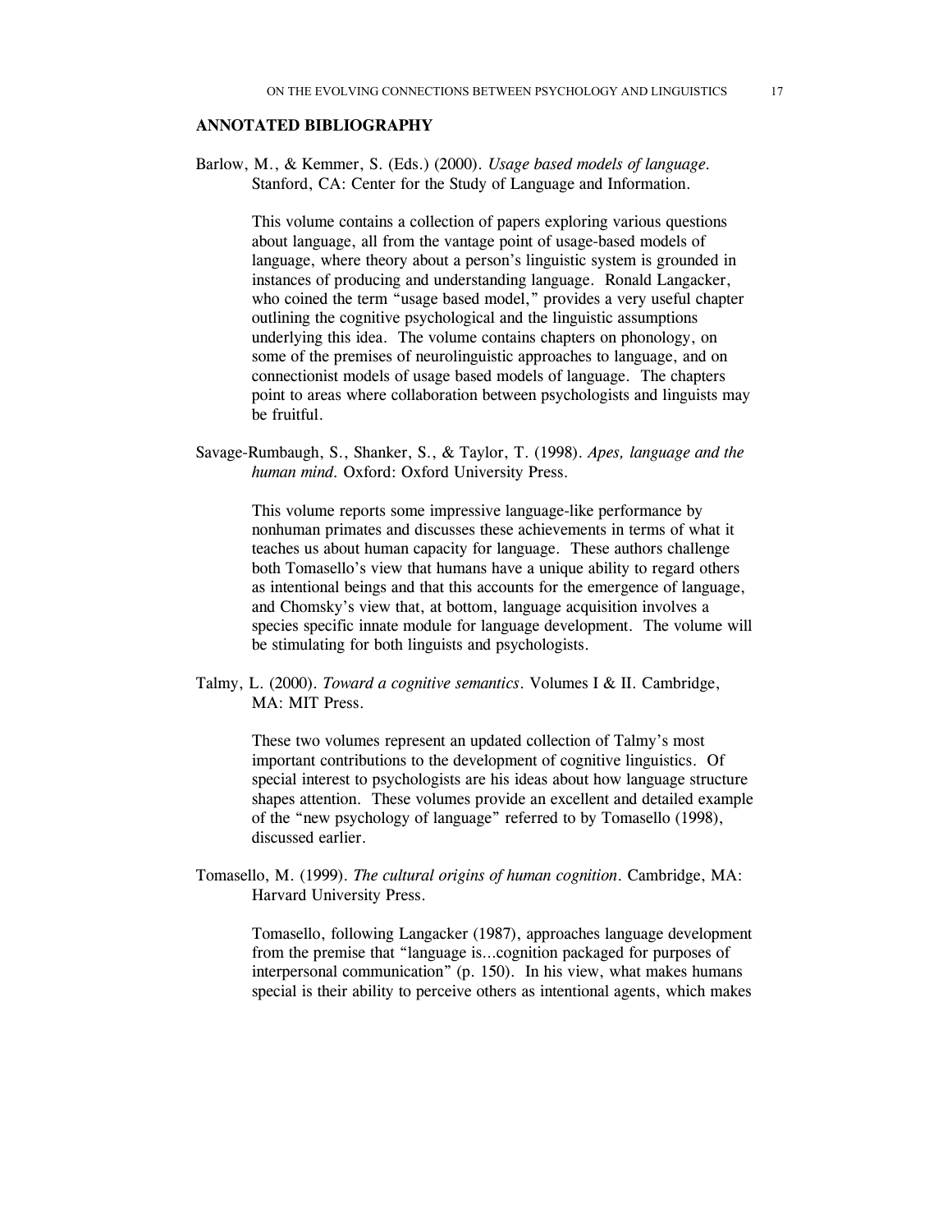## ANNOTATED BIBLIOGRAPHY

Barlow, M., & Kemmer, S. (Eds.) (2000). *Usage based models of language.* Stanford, CA: Center for the Study of Language and Information.

> This volume contains a collection of papers exploring various questions about language, all from the vantage point of usage-based models of language, where theory about a person's linguistic system is grounded in instances of producing and understanding language. Ronald Langacker, who coined the term "usage based model," provides a very useful chapter outlining the cognitive psychological and the linguistic assumptions underlying this idea. The volume contains chapters on phonology, on some of the premises of neurolinguistic approaches to language, and on connectionist models of usage based models of language. The chapters point to areas where collaboration between psychologists and linguists may be fruitful.

Savage-Rumbaugh, S., Shanker, S., & Taylor, T. (1998). *Apes, language and the human mind.* Oxford: Oxford University Press.

> This volume reports some impressive language-like performance by nonhuman primates and discusses these achievements in terms of what it teaches us about human capacity for language. These authors challenge both Tomasello's view that humans have a unique ability to regard others as intentional beings and that this accounts for the emergence of language, and Chomsky's view that, at bottom, language acquisition involves a species specific innate module for language development. The volume will be stimulating for both linguists and psychologists.

Talmy, L. (2000). *Toward a cognitive semantics*. Volumes I & II. Cambridge, MA: MIT Press.

> These two volumes represent an updated collection of Talmy's most important contributions to the development of cognitive linguistics. Of special interest to psychologists are his ideas about how language structure shapes attention. These volumes provide an excellent and detailed example of the "new psychology of language" referred to by Tomasello (1998), discussed earlier.

Tomasello, M. (1999). *The cultural origins of human cognition*. Cambridge, MA: Harvard University Press.

> Tomasello, following Langacker (1987), approaches language development from the premise that "language is…cognition packaged for purposes of interpersonal communication" (p. 150). In his view, what makes humans special is their ability to perceive others as intentional agents, which makes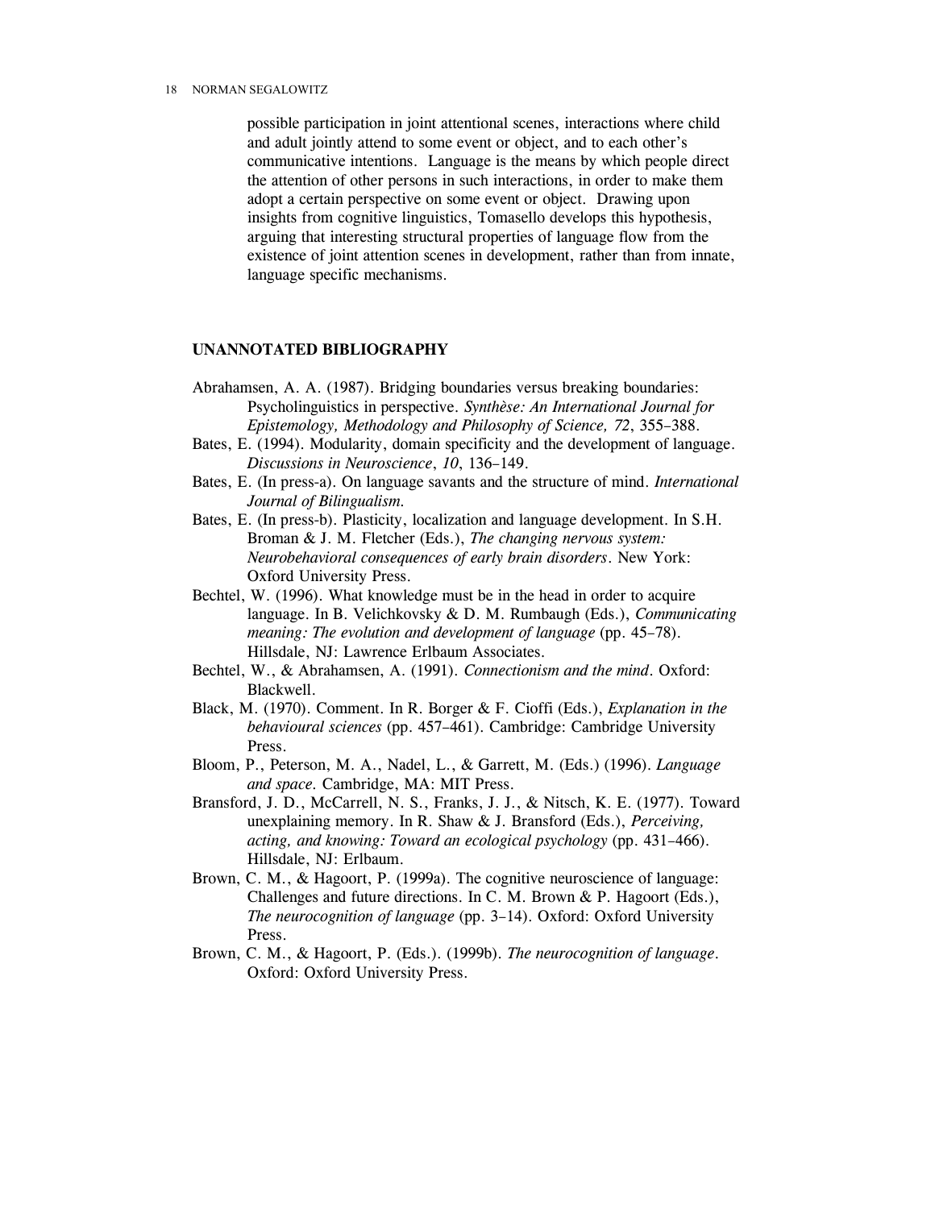possible participation in joint attentional scenes, interactions where child and adult jointly attend to some event or object, and to each other's communicative intentions. Language is the means by which people direct the attention of other persons in such interactions, in order to make them adopt a certain perspective on some event or object. Drawing upon insights from cognitive linguistics, Tomasello develops this hypothesis, arguing that interesting structural properties of language flow from the existence of joint attention scenes in development, rather than from innate, language specific mechanisms.

## UNANNOTATED BIBLIOGRAPHY

Abrahamsen, A. A. (1987). Bridging boundaries versus breaking boundaries: Psycholinguistics in perspective. *Synthèse: An International Journal for Epistemology, Methodology and Philosophy of Science, 72*, 355–388.

Bates, E. (1994). Modularity, domain specificity and the development of language. *Discussions in Neuroscience*, *10*, 136–149.

Bates, E. (In press-a). On language savants and the structure of mind. *International Journal of Bilingualism.*

Bates, E. (In press-b). Plasticity, localization and language development. In S.H. Broman & J. M. Fletcher (Eds.), *The changing nervous system: Neurobehavioral consequences of early brain disorders*. New York: Oxford University Press.

Bechtel, W. (1996). What knowledge must be in the head in order to acquire language. In B. Velichkovsky & D. M. Rumbaugh (Eds.), *Communicating meaning: The evolution and development of language* (pp. 45–78). Hillsdale, NJ: Lawrence Erlbaum Associates.

Bechtel, W., & Abrahamsen, A. (1991). *Connectionism and the mind*. Oxford: Blackwell.

Black, M. (1970). Comment. In R. Borger & F. Cioffi (Eds.), *Explanation in the behavioural sciences* (pp. 457–461). Cambridge: Cambridge University Press.

Bloom, P., Peterson, M. A., Nadel, L., & Garrett, M. (Eds.) (1996). *Language and space.* Cambridge, MA: MIT Press.

Bransford, J. D., McCarrell, N. S., Franks, J. J., & Nitsch, K. E. (1977). Toward unexplaining memory. In R. Shaw & J. Bransford (Eds.), *Perceiving, acting, and knowing: Toward an ecological psychology* (pp. 431–466). Hillsdale, NJ: Erlbaum.

Brown, C. M., & Hagoort, P. (1999a). The cognitive neuroscience of language: Challenges and future directions. In C. M. Brown & P. Hagoort (Eds.), *The neurocognition of language* (pp. 3–14). Oxford: Oxford University Press.

Brown, C. M., & Hagoort, P. (Eds.). (1999b). *The neurocognition of language*. Oxford: Oxford University Press.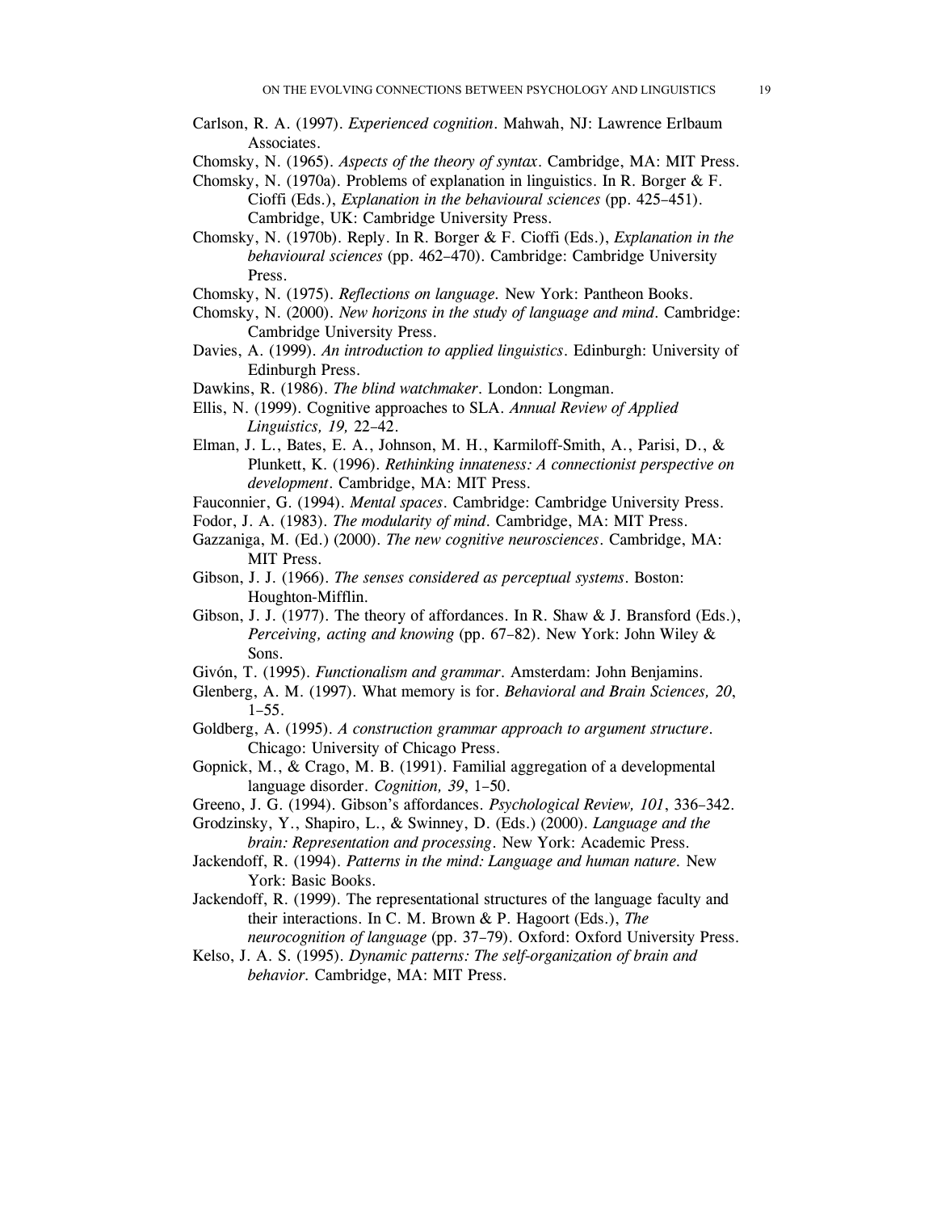Carlson, R. A. (1997). *Experienced cognition*. Mahwah, NJ: Lawrence Erlbaum Associates.

Chomsky, N. (1965). *Aspects of the theory of syntax*. Cambridge, MA: MIT Press.

Chomsky, N. (1970a). Problems of explanation in linguistics. In R. Borger & F. Cioffi (Eds.), *Explanation in the behavioural sciences* (pp. 425–451). Cambridge, UK: Cambridge University Press.

Chomsky, N. (1970b). Reply. In R. Borger & F. Cioffi (Eds.), *Explanation in the behavioural sciences* (pp. 462–470). Cambridge: Cambridge University Press.

Chomsky, N. (1975). *Reflections on language.* New York: Pantheon Books.

Chomsky, N. (2000). *New horizons in the study of language and mind*. Cambridge: Cambridge University Press.

Davies, A. (1999). *An introduction to applied linguistics*. Edinburgh: University of Edinburgh Press.

Dawkins, R. (1986). *The blind watchmaker*. London: Longman.

Ellis, N. (1999). Cognitive approaches to SLA. *Annual Review of Applied Linguistics, 19,* 22–42.

Elman, J. L., Bates, E. A., Johnson, M. H., Karmiloff-Smith, A., Parisi, D., & Plunkett, K. (1996). *Rethinking innateness: A connectionist perspective on development*. Cambridge, MA: MIT Press.

Fauconnier, G. (1994). *Mental spaces*. Cambridge: Cambridge University Press.

Fodor, J. A. (1983). *The modularity of mind*. Cambridge, MA: MIT Press.

Gazzaniga, M. (Ed.) (2000). *The new cognitive neurosciences*. Cambridge, MA: MIT Press.

Gibson, J. J. (1966). *The senses considered as perceptual systems*. Boston: Houghton-Mifflin.

Gibson, J. J. (1977). The theory of affordances. In R. Shaw & J. Bransford (Eds.), *Perceiving, acting and knowing* (pp. 67–82). New York: John Wiley & Sons.

Givón, T. (1995). *Functionalism and grammar*. Amsterdam: John Benjamins.

Glenberg, A. M. (1997). What memory is for. *Behavioral and Brain Sciences, 20*, 1–55.

Goldberg, A. (1995). *A construction grammar approach to argument structure*. Chicago: University of Chicago Press.

Gopnick, M., & Crago, M. B. (1991). Familial aggregation of a developmental language disorder. *Cognition, 39*, 1–50.

Greeno, J. G. (1994). Gibson's affordances. *Psychological Review, 101*, 336–342.

Grodzinsky, Y., Shapiro, L., & Swinney, D. (Eds.) (2000). *Language and the brain: Representation and processing*. New York: Academic Press.

Jackendoff, R. (1994). *Patterns in the mind: Language and human nature.* New York: Basic Books.

Jackendoff, R. (1999). The representational structures of the language faculty and their interactions. In C. M. Brown & P. Hagoort (Eds.), *The neurocognition of language* (pp. 37–79). Oxford: Oxford University Press.

Kelso, J. A. S. (1995). *Dynamic patterns: The self-organization of brain and behavior.* Cambridge, MA: MIT Press.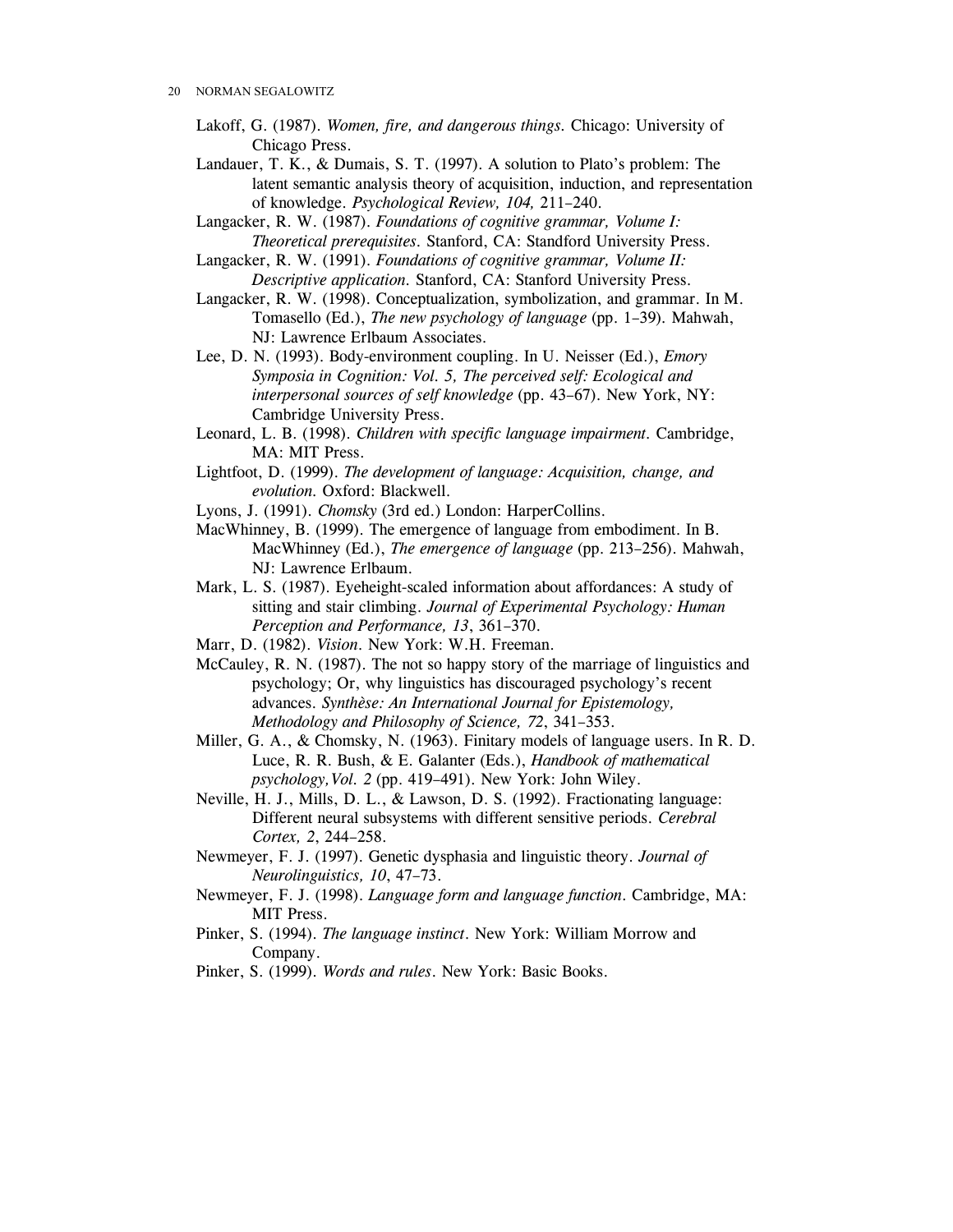Lakoff, G. (1987). *Women, fire, and dangerous things.* Chicago: University of Chicago Press.

Landauer, T. K., & Dumais, S. T. (1997). A solution to Plato's problem: The latent semantic analysis theory of acquisition, induction, and representation of knowledge. *Psychological Review, 104,* 211–240.

Langacker, R. W. (1987). *Foundations of cognitive grammar, Volume I: Theoretical prerequisites.* Stanford, CA: Standford University Press.

Langacker, R. W. (1991). *Foundations of cognitive grammar, Volume II: Descriptive application.* Stanford, CA: Stanford University Press.

Langacker, R. W. (1998). Conceptualization, symbolization, and grammar. In M. Tomasello (Ed.), *The new psychology of language* (pp. 1–39). Mahwah, NJ: Lawrence Erlbaum Associates.

Lee, D. N. (1993). Body-environment coupling. In U. Neisser (Ed.), *Emory Symposia in Cognition: Vol. 5, The perceived self: Ecological and interpersonal sources of self knowledge* (pp. 43–67). New York, NY: Cambridge University Press.

Leonard, L. B. (1998). *Children with specific language impairment.* Cambridge, MA: MIT Press.

Lightfoot, D. (1999). *The development of language: Acquisition, change, and evolution.* Oxford: Blackwell.

Lyons, J. (1991). *Chomsky* (3rd ed.) London: HarperCollins.

MacWhinney, B. (1999). The emergence of language from embodiment. In B. MacWhinney (Ed.), *The emergence of language* (pp. 213–256). Mahwah, NJ: Lawrence Erlbaum.

Mark, L. S. (1987). Eyeheight-scaled information about affordances: A study of sitting and stair climbing. *Journal of Experimental Psychology: Human Perception and Performance, 13*, 361–370.

Marr, D. (1982). *Vision*. New York: W.H. Freeman.

McCauley, R. N. (1987). The not so happy story of the marriage of linguistics and psychology; Or, why linguistics has discouraged psychology's recent advances. *Synthèse: An International Journal for Epistemology, Methodology and Philosophy of Science, 72*, 341–353.

Miller, G. A., & Chomsky, N. (1963). Finitary models of language users. In R. D. Luce, R. R. Bush, & E. Galanter (Eds.), *Handbook of mathematical psychology,Vol. 2* (pp. 419–491). New York: John Wiley.

Neville, H. J., Mills, D. L., & Lawson, D. S. (1992). Fractionating language: Different neural subsystems with different sensitive periods. *Cerebral Cortex, 2*, 244–258.

Newmeyer, F. J. (1997). Genetic dysphasia and linguistic theory. *Journal of Neurolinguistics, 10*, 47–73.

Newmeyer, F. J. (1998). *Language form and language function*. Cambridge, MA: MIT Press.

Pinker, S. (1994). *The language instinct*. New York: William Morrow and Company.

Pinker, S. (1999). *Words and rules*. New York: Basic Books.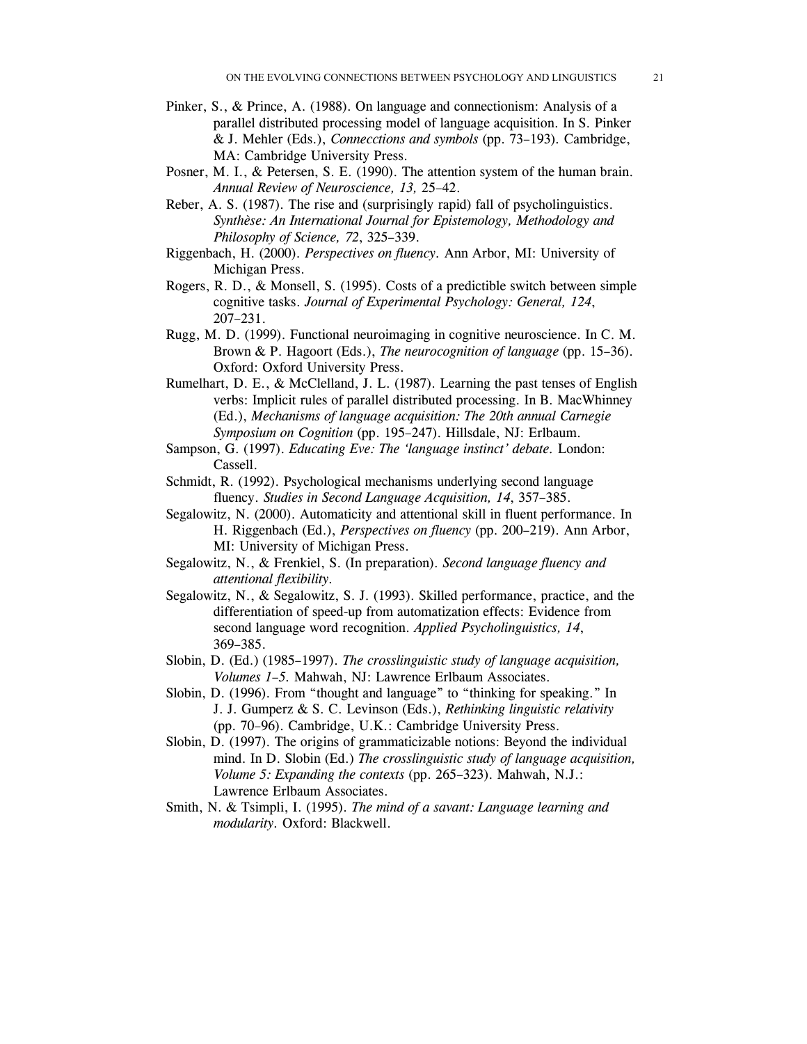Pinker, S., & Prince, A. (1988). On language and connectionism: Analysis of a parallel distributed processing model of language acquisition. In S. Pinker & J. Mehler (Eds.), *Connecctions and symbols* (pp. 73–193). Cambridge, MA: Cambridge University Press.

Posner, M. I., & Petersen, S. E. (1990). The attention system of the human brain. *Annual Review of Neuroscience, 13,* 25–42.

Reber, A. S. (1987). The rise and (surprisingly rapid) fall of psycholinguistics. *Synthèse: An International Journal for Epistemology, Methodology and Philosophy of Science, 72*, 325–339.

Riggenbach, H. (2000). *Perspectives on fluency*. Ann Arbor, MI: University of Michigan Press.

Rogers, R. D., & Monsell, S. (1995). Costs of a predictible switch between simple cognitive tasks. *Journal of Experimental Psychology: General, 124*, 207–231.

Rugg, M. D. (1999). Functional neuroimaging in cognitive neuroscience. In C. M. Brown & P. Hagoort (Eds.), *The neurocognition of language* (pp. 15–36). Oxford: Oxford University Press.

Rumelhart, D. E., & McClelland, J. L. (1987). Learning the past tenses of English verbs: Implicit rules of parallel distributed processing. In B. MacWhinney (Ed.), *Mechanisms of language acquisition: The 20th annual Carnegie Symposium on Cognition* (pp. 195–247). Hillsdale, NJ: Erlbaum.

Sampson, G. (1997). *Educating Eve: The 'language instinct' debate*. London: Cassell.

Schmidt, R. (1992). Psychological mechanisms underlying second language fluency. *Studies in Second Language Acquisition, 14*, 357–385.

Segalowitz, N. (2000). Automaticity and attentional skill in fluent performance. In H. Riggenbach (Ed.), *Perspectives on fluency* (pp. 200–219). Ann Arbor, MI: University of Michigan Press.

Segalowitz, N., & Frenkiel, S. (In preparation). *Second language fluency and attentional flexibility*.

Segalowitz, N., & Segalowitz, S. J. (1993). Skilled performance, practice, and the differentiation of speed-up from automatization effects: Evidence from second language word recognition. *Applied Psycholinguistics, 14*, 369–385.

Slobin, D. (Ed.) (1985–1997). *The crosslinguistic study of language acquisition, Volumes 1–5*. Mahwah, NJ: Lawrence Erlbaum Associates.

Slobin, D. (1996). From "thought and language" to "thinking for speaking." In J. J. Gumperz & S. C. Levinson (Eds.), *Rethinking linguistic relativity* (pp. 70–96). Cambridge, U.K.: Cambridge University Press.

Slobin, D. (1997). The origins of grammaticizable notions: Beyond the individual mind. In D. Slobin (Ed.) *The crosslinguistic study of language acquisition, Volume 5: Expanding the contexts* (pp. 265–323). Mahwah, N.J.: Lawrence Erlbaum Associates.

Smith, N. & Tsimpli, I. (1995). *The mind of a savant: Language learning and modularity*. Oxford: Blackwell.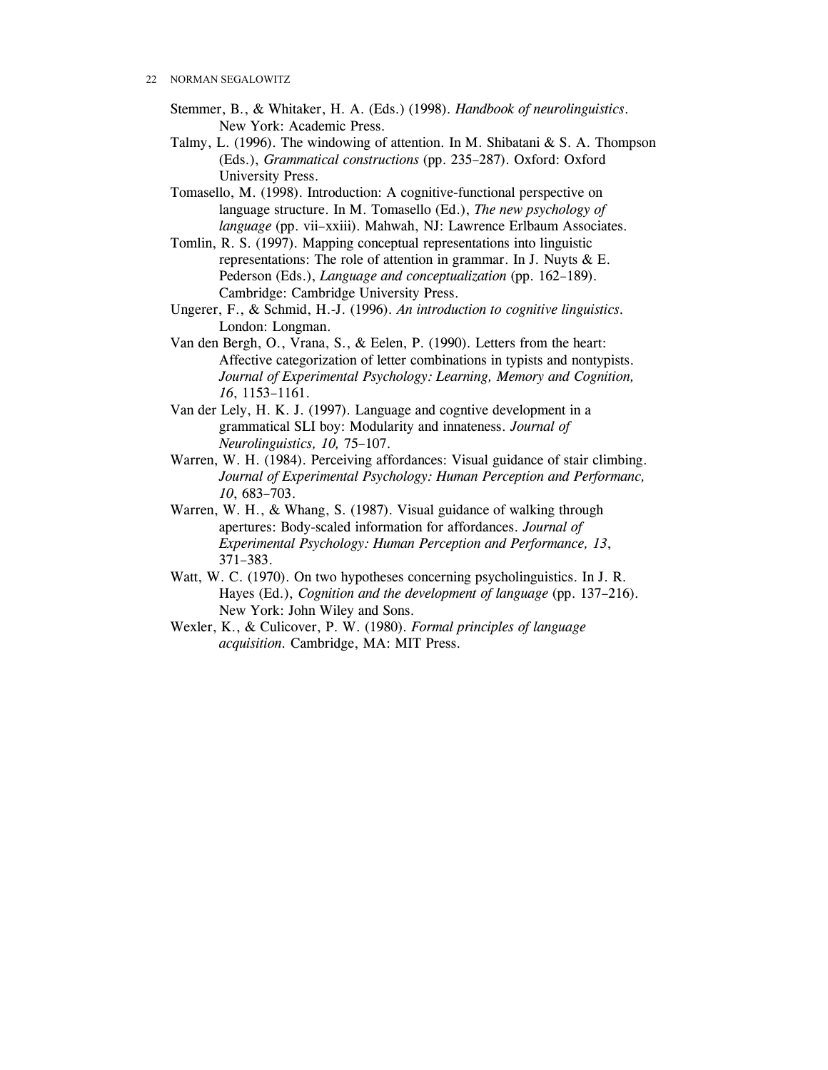Stemmer, B., & Whitaker, H. A. (Eds.) (1998). *Handbook of neurolinguistics*. New York: Academic Press.

Talmy, L. (1996). The windowing of attention. In M. Shibatani & S. A. Thompson (Eds.), *Grammatical constructions* (pp. 235–287). Oxford: Oxford University Press.

Tomasello, M. (1998). Introduction: A cognitive-functional perspective on language structure. In M. Tomasello (Ed.), *The new psychology of language* (pp. vii–xxiii). Mahwah, NJ: Lawrence Erlbaum Associates.

Tomlin, R. S. (1997). Mapping conceptual representations into linguistic representations: The role of attention in grammar. In J. Nuyts & E. Pederson (Eds.), *Language and conceptualization* (pp. 162–189). Cambridge: Cambridge University Press.

Ungerer, F., & Schmid, H.-J. (1996). *An introduction to cognitive linguistics*. London: Longman.

Van den Bergh, O., Vrana, S., & Eelen, P. (1990). Letters from the heart: Affective categorization of letter combinations in typists and nontypists. *Journal of Experimental Psychology: Learning, Memory and Cognition, 16*, 1153–1161.

Van der Lely, H. K. J. (1997). Language and cogntive development in a grammatical SLI boy: Modularity and innateness. *Journal of Neurolinguistics, 10,* 75–107.

Warren, W. H. (1984). Perceiving affordances: Visual guidance of stair climbing. *Journal of Experimental Psychology: Human Perception and Performanc, 10*, 683–703.

Warren, W. H., & Whang, S. (1987). Visual guidance of walking through apertures: Body-scaled information for affordances. *Journal of Experimental Psychology: Human Perception and Performance, 13*, 371–383.

Watt, W. C. (1970). On two hypotheses concerning psycholinguistics. In J. R. Hayes (Ed.), *Cognition and the development of language* (pp. 137–216). New York: John Wiley and Sons.

Wexler, K., & Culicover, P. W. (1980). *Formal principles of language acquisition*. Cambridge, MA: MIT Press.